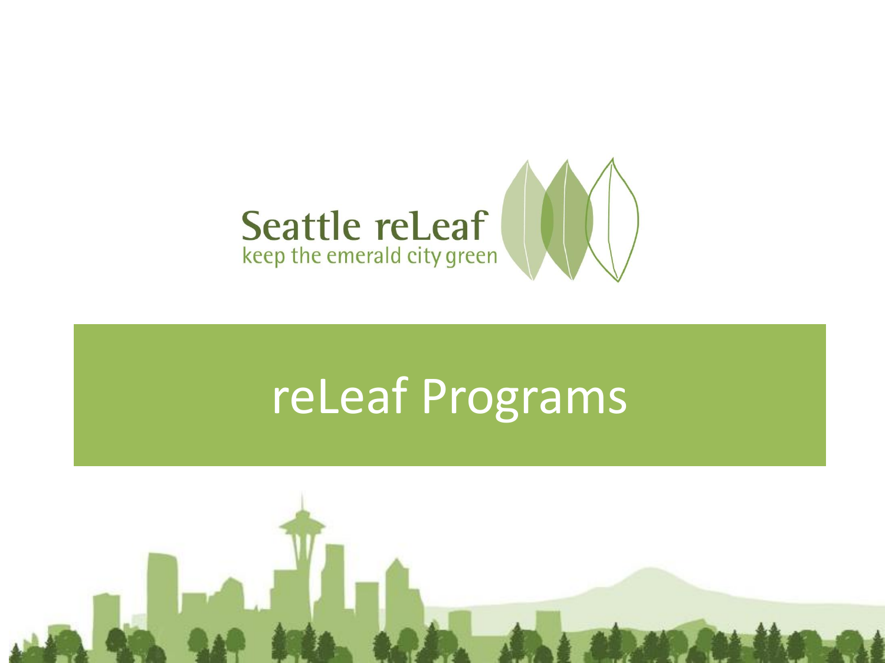Seattle reLeaf

keep the emerald city green

# reLeaf Programs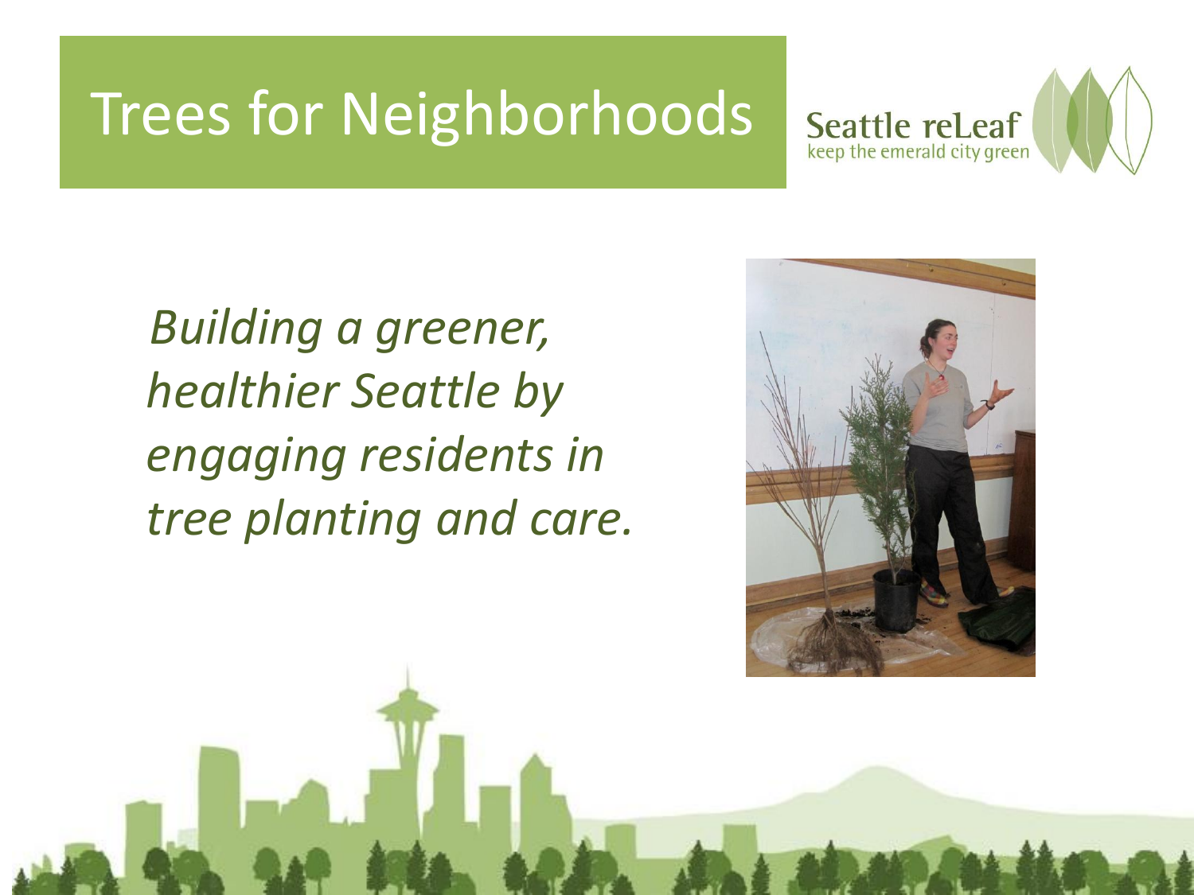# Trees for Neighborhoods

Seattle reLeaf
keep the emerald city green

*Building a greener, healthier Seattle by engaging residents in tree planting and care.*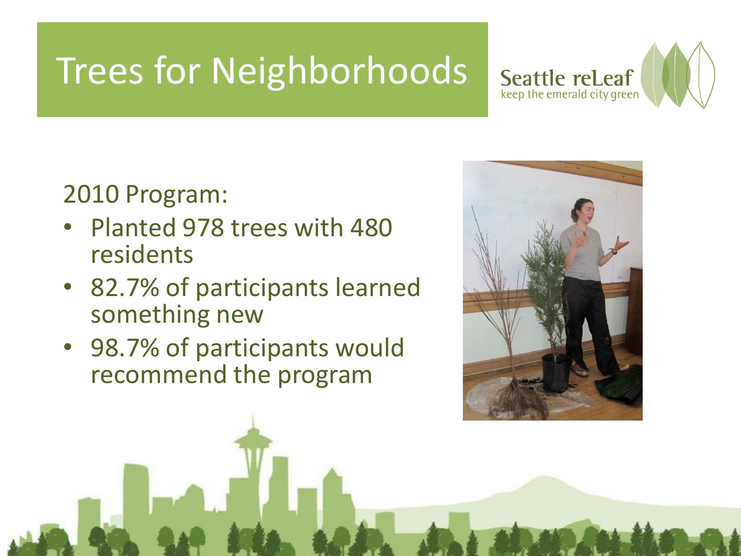# Trees for Neighborhoods

Seattle reLeaf
keep the emerald city green

2010 Program:

- Planted 978 trees with 480 residents
- 82.7% of participants learned something new
- 98.7% of participants would recommend the program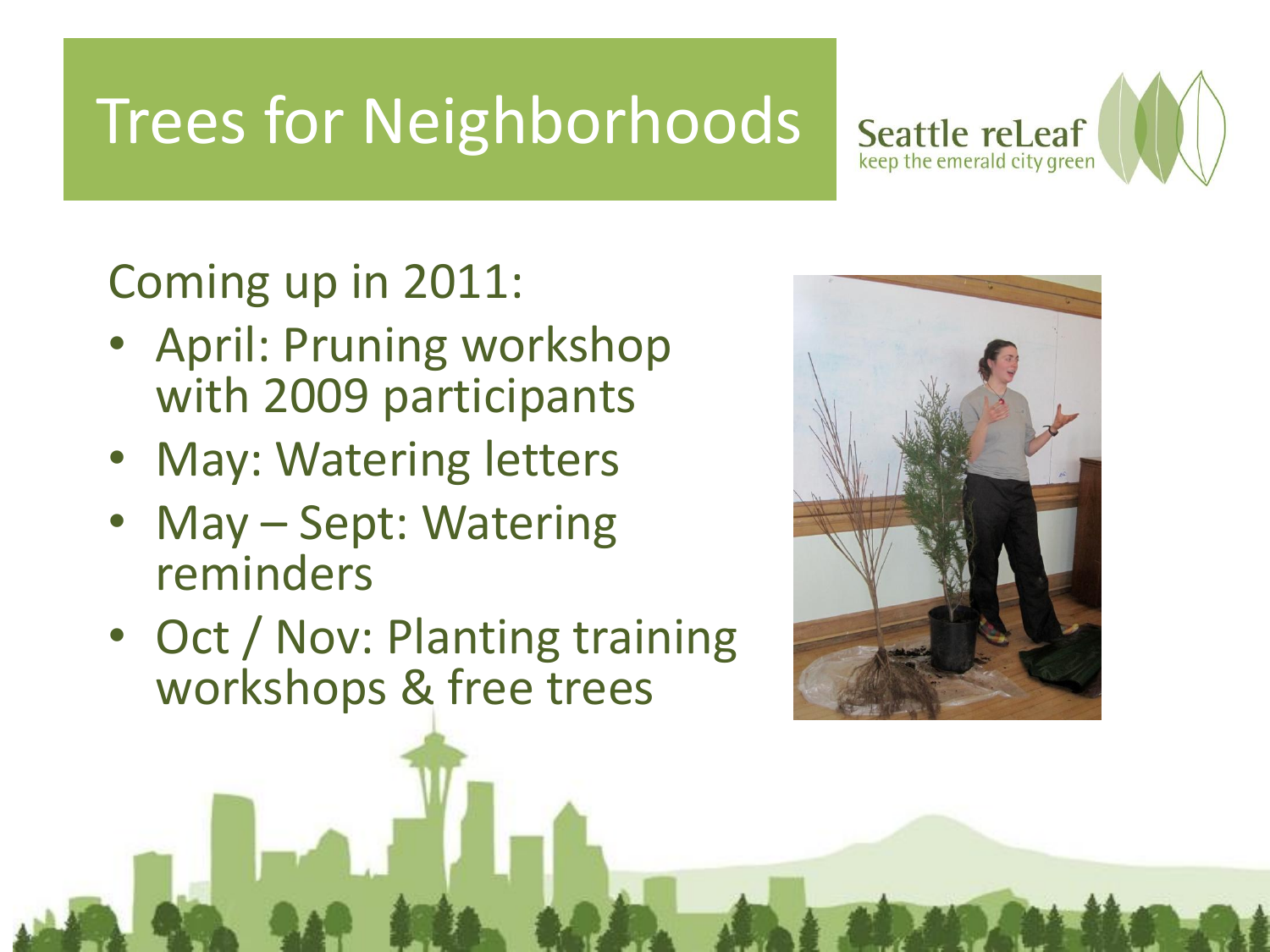# Trees for Neighborhoods

Seattle reLeaf
keep the emerald city green

Coming up in 2011:

- April: Pruning workshop with 2009 participants
- May: Watering letters
- May – Sept: Watering reminders
- Oct / Nov: Planting training workshops & free trees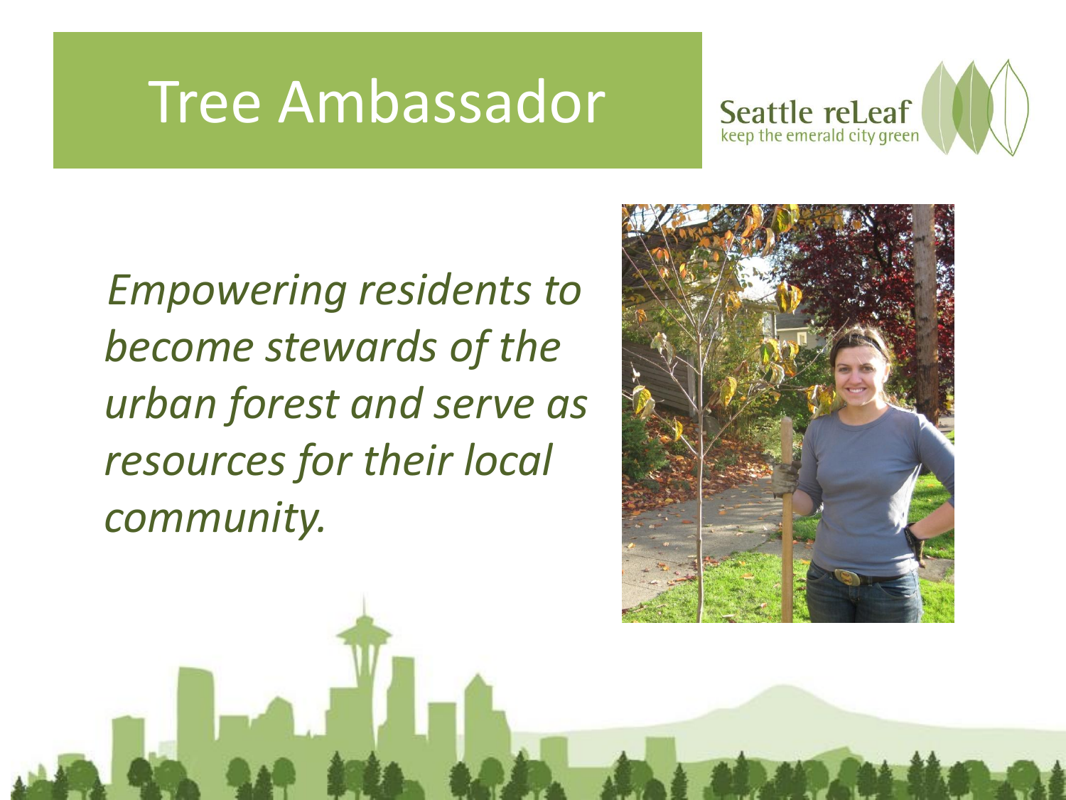# Tree Ambassador

Seattle reLeaf
keep the emerald city green

*Empowering residents to become stewards of the urban forest and serve as resources for their local community.*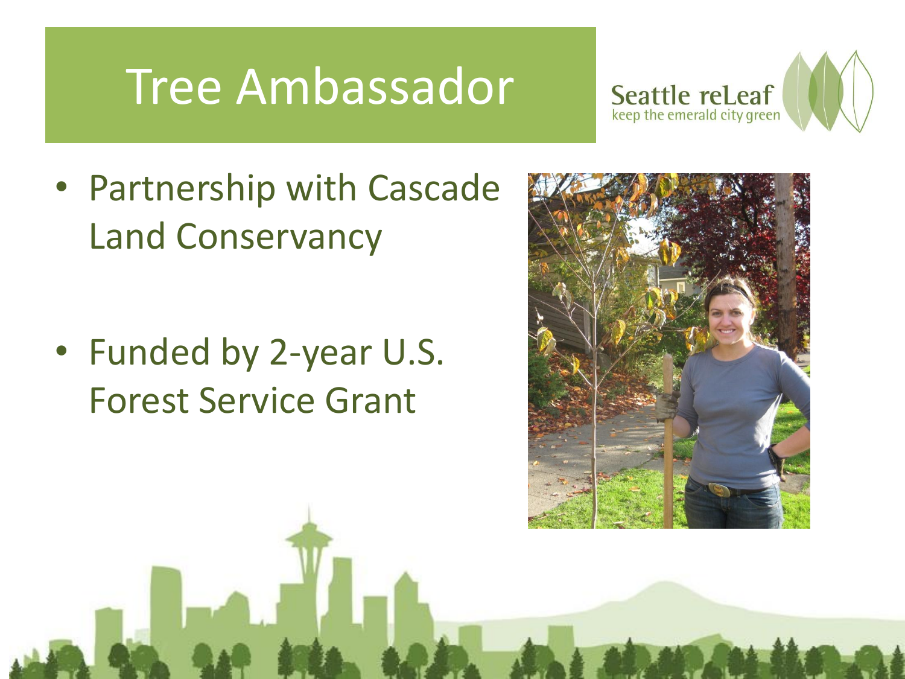# Tree Ambassador

Seattle reLeaf
keep the emerald city green

- Partnership with Cascade Land Conservancy
- Funded by 2-year U.S. Forest Service Grant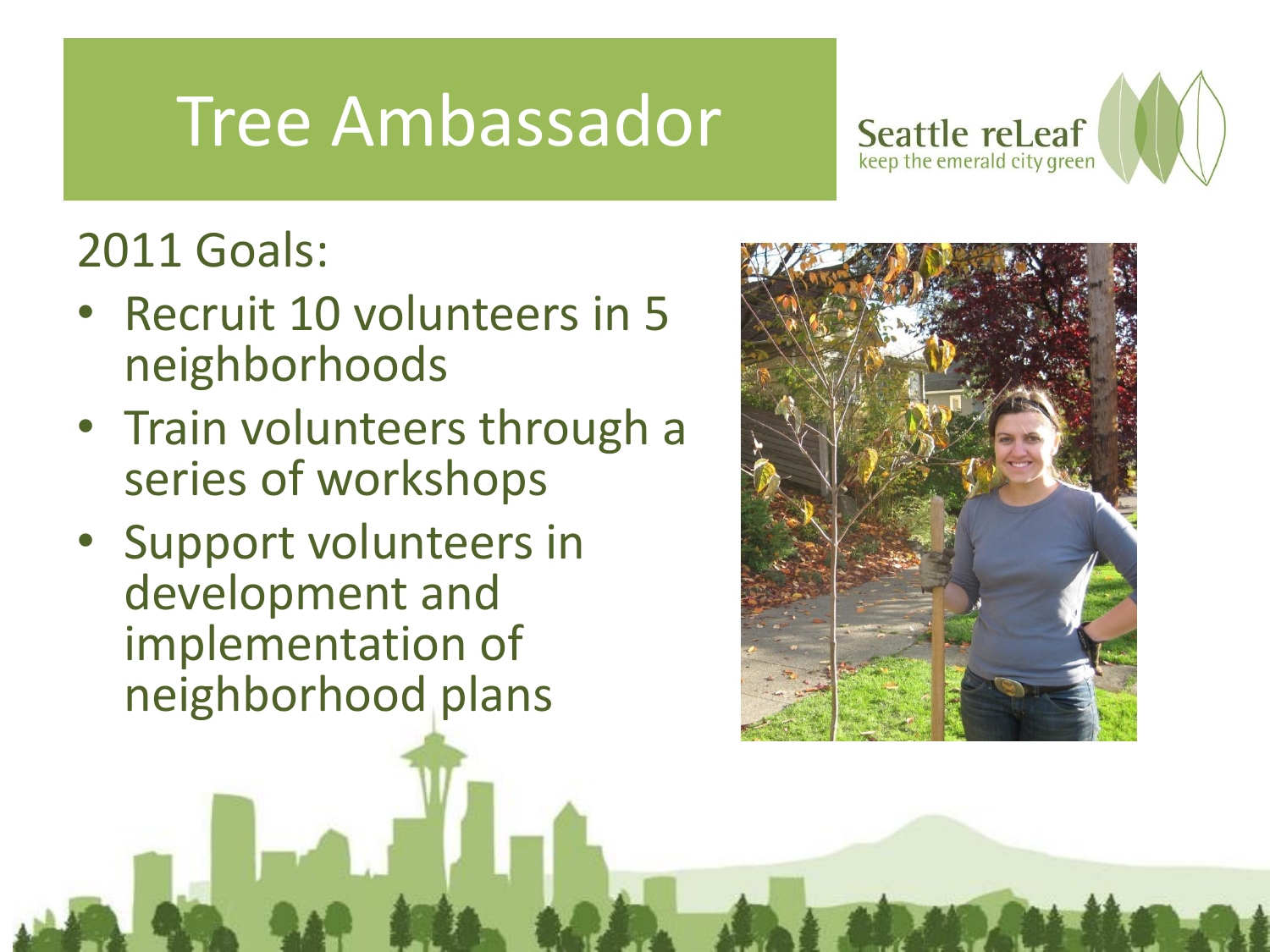# Tree Ambassador

2011 Goals:

- Recruit 10 volunteers in 5 neighborhoods
- Train volunteers through a series of workshops
- Support volunteers in development and implementation of neighborhood plans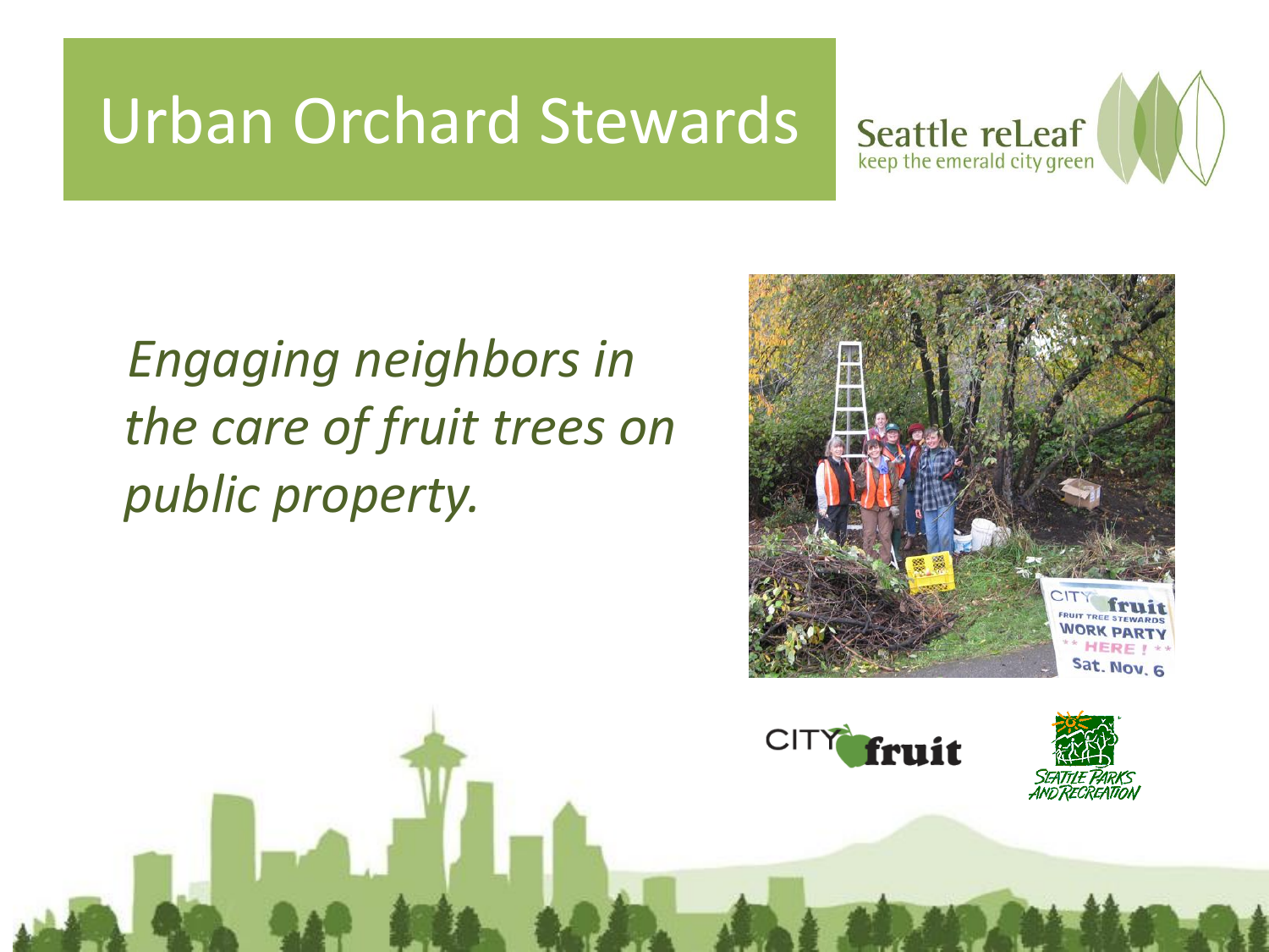# Urban Orchard Stewards

Seattle reLeaf
keep the emerald city green

*Engaging neighbors in the care of fruit trees on public property.*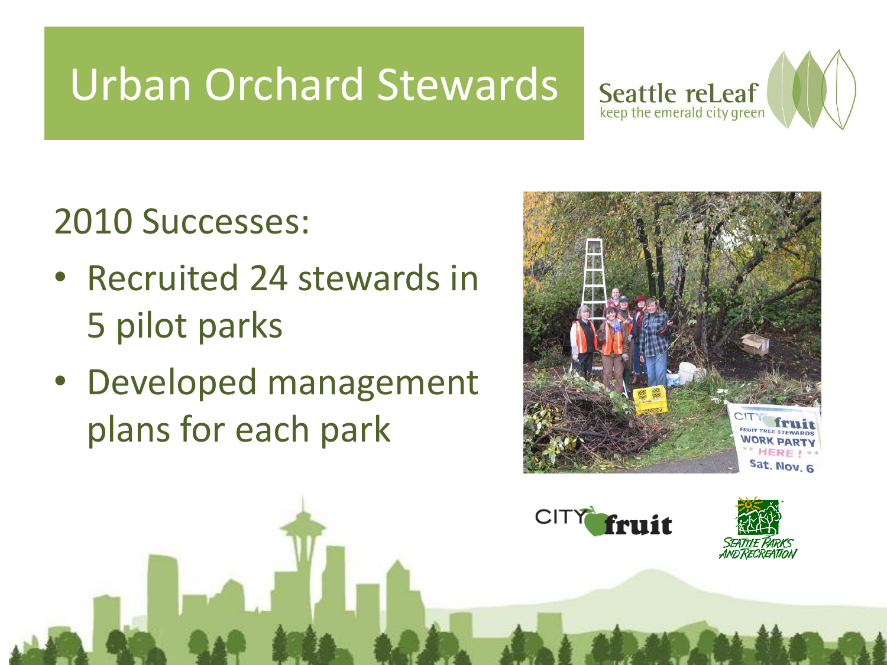# Urban Orchard Stewards

2010 Successes:

- Recruited 24 stewards in 5 pilot parks
- Developed management plans for each park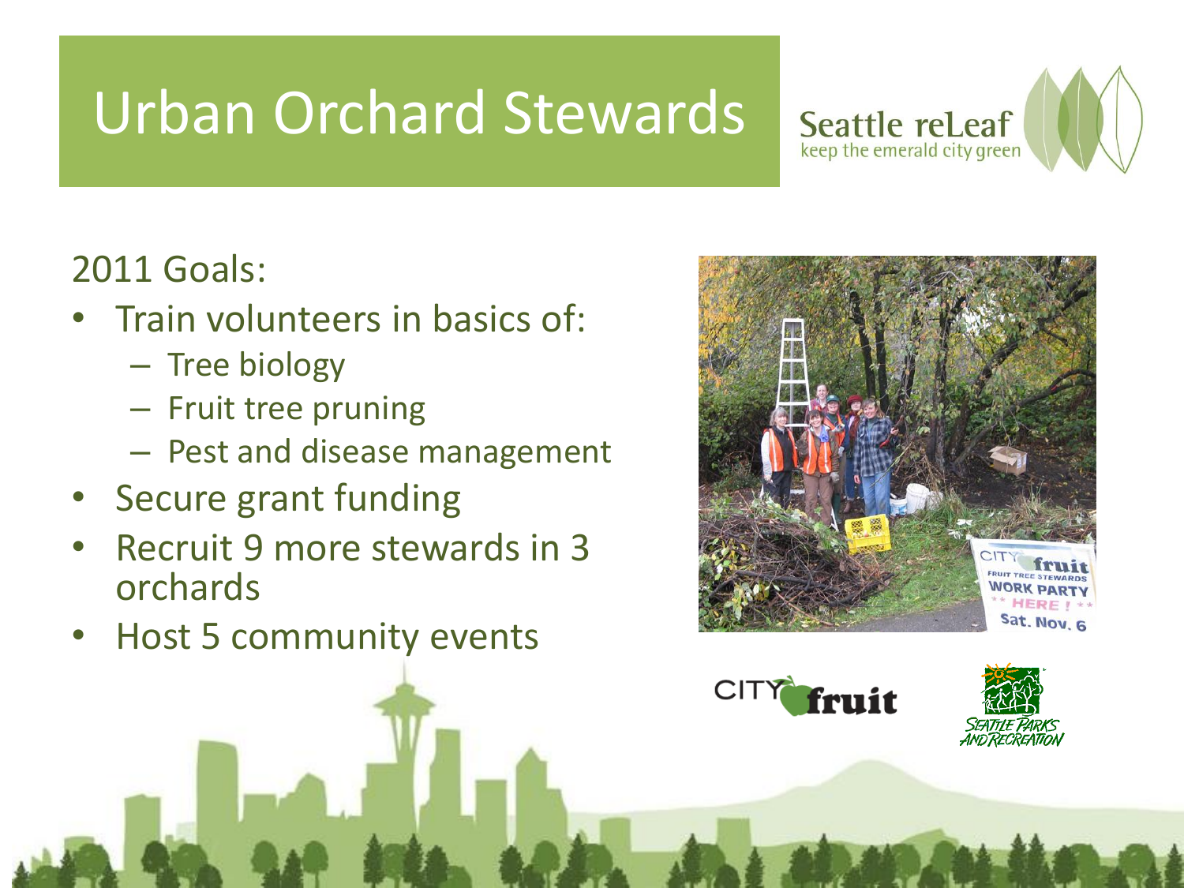# Urban Orchard Stewards

Seattle reLeaf
keep the emerald city green

2011 Goals:

- Train volunteers in basics of:
  - Tree biology
  - Fruit tree pruning
  - Pest and disease management
- Secure grant funding
- Recruit 9 more stewards in 3 orchards
- Host 5 community events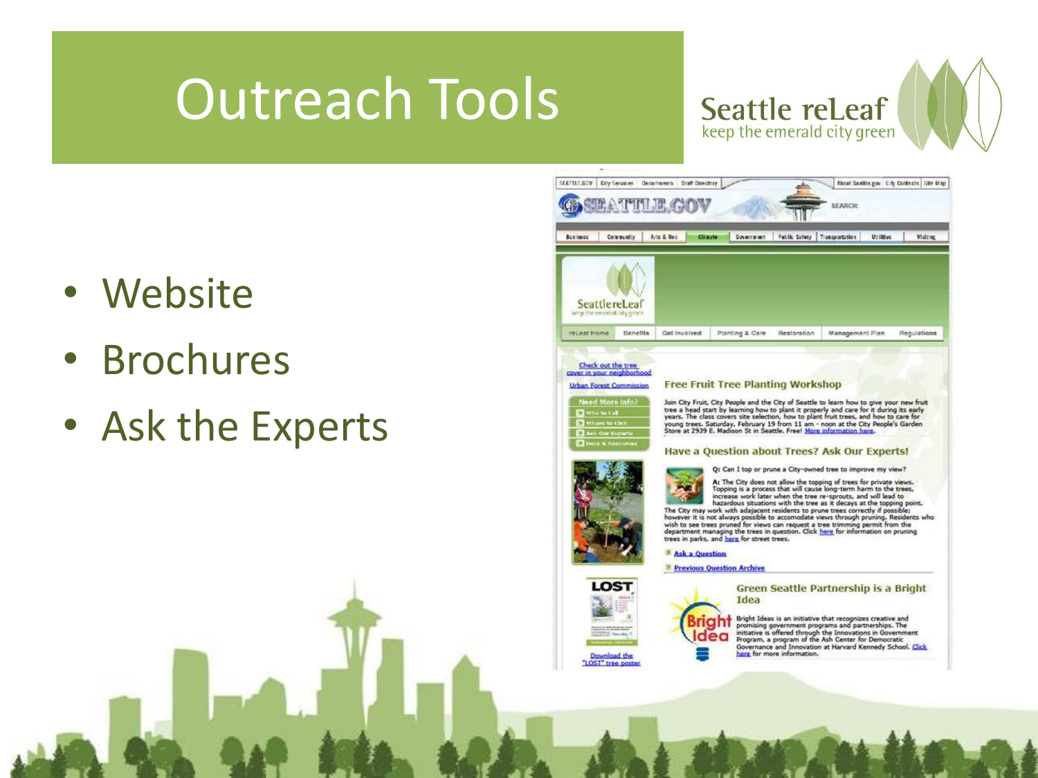# Outreach Tools

Seattle reLeaf
keep the emerald city green

- Website
- Brochures
- Ask the Experts